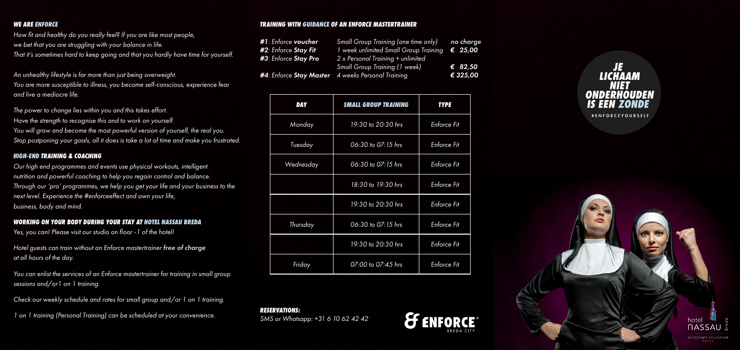### WE ARE *ENFORCE*

*How fit and healthy do you really feel? If you are like most people, we bet that you are struggling with your balance in life. That it's sometimes hard to keep going and that you hardly have time for yourself.*

*An unhealthy lifestyle is far more than just being overweight. You are more susceptible to illness, you become self-conscious, experience fear and live a mediocre life.*

*The power to change lies within you and this takes effort. Have the strength to recognise this and to work on yourself. You will grow and become the most powerful version of yourself, the real you. Stop postponing your goals, all it does is take a lot of time and make you frustrated.*

### *HIGH-END* TRAINING & COACHING

*Our high end programmes and events use physical workouts, intelligent nutrition and powerful coaching to help you regain control and balance. Through our 'pro' programmes, we help you get your life and your business to the next level. Experience the #enforceeffect and own your life, business, body and mind.*

### WORKING ON YOUR BODY DURING YOUR STAY AT *HOTEL NASSAU BREDA*

*Yes, you can! Please visit our studio on floor -1 of the hotel!*

*Hotel guests can train without an Enforce mastertrainer* **free of charge** *at all hours of the day.*

*You can enlist the services of an Enforce mastertrainer for training in small group sessions and/or1 on 1 training.*

*Check our weekly schedule and rates for small group and/or 1 on 1 training.*

*1 on 1 training (Personal Training) can be scheduled at your convenience.*

### TRAINING WITH *GUIDANCE* OF AN ENFORCE MASTERTRAINER

| | | |
|---|---|---|
| **#1**: *Enforce* ***voucher*** | *Small Group Training (one time only)* | ***no charge*** |
| **#2**: *Enforce* ***Stay Fit*** | *1 week unlimited Small Group Training* | ***€ 25,00*** |
| **#3**: *Enforce* ***Stay Pro*** | *2 x Personal Training + unlimited Small Group Training (1 week)* | ***€ 82,50*** |
| **#4**: *Enforce* ***Stay Master*** | *4 weeks Personal Training* | ***€ 325,00*** |

| DAY | SMALL GROUP TRAINING | TYPE |
|---|---|---|
| Monday | 19:30 to 20:30 hrs | Enforce Fit |
| Tuesday | 06:30 to 07:15 hrs | Enforce Fit |
| Wednesday | 06:30 to 07:15 hrs | Enforce Fit |
| | 18:30 to 19:30 hrs | Enforce Fit |
| | 19:30 to 20:30 hrs | Enforce Fit |
| Thursday | 06:30 to 07:15 hrs | Enforce Fit |
| | 19:30 to 20:30 hrs | Enforce Fit |
| Friday | 07:00 to 07:45 hrs | Enforce Fit |

**RESERVATIONS:**
*SMS or Whatsapp: +31 6 10 62 42 42*

ENFORCE BREDA CITY

## JE LICHAAM NIET ONDERHOUDEN IS EEN *ZONDE*

#ENFORCEYOURSELF

hotel NASSAU breda
AUTOGRAPH COLLECTION HOTELS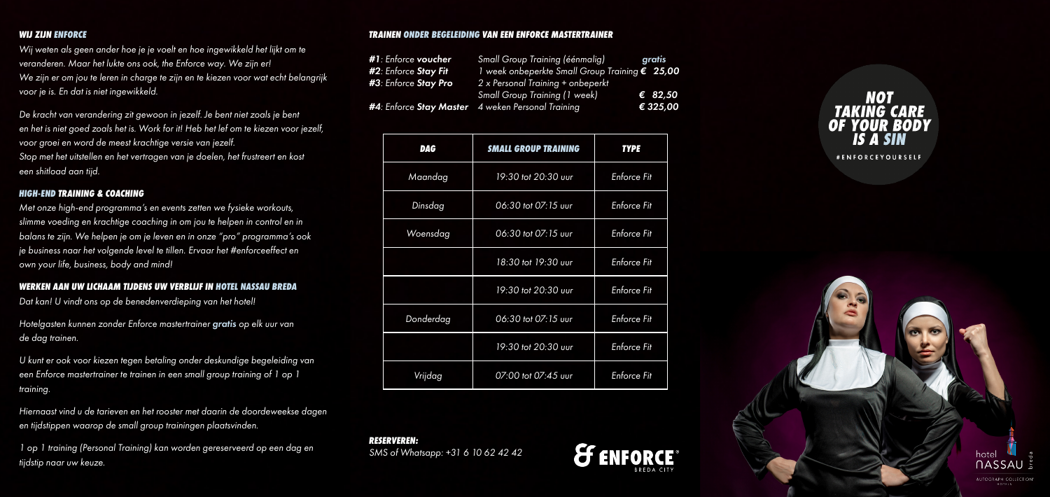## *WIJ ZIJN ENFORCE*

*Wij weten als geen ander hoe je je voelt en hoe ingewikkeld het lijkt om te veranderen. Maar het lukte ons ook, the Enforce way. We zijn er! We zijn er om jou te leren in charge te zijn en te kiezen voor wat echt belangrijk voor je is. En dat is niet ingewikkeld.*

*De kracht van verandering zit gewoon in jezelf. Je bent niet zoals je bent en het is niet goed zoals het is. Work for it! Heb het lef om te kiezen voor jezelf, voor groei en word de meest krachtige versie van jezelf. Stop met het uitstellen en het vertragen van je doelen, het frustreert en kost een shitload aan tijd.*

## *HIGH-END TRAINING & COACHING*

*Met onze high-end programma's en events zetten we fysieke workouts, slimme voeding en krachtige coaching in om jou te helpen in control en in balans te zijn. We helpen je om je leven en in onze "pro" programma's ook je business naar het volgende level te tillen. Ervaar het #enforceeffect en own your life, business, body and mind!*

## *WERKEN AAN UW LICHAAM TIJDENS UW VERBLIJF IN HOTEL NASSAU BREDA*

*Dat kan! U vindt ons op de benedenverdieping van het hotel!*

*Hotelgasten kunnen zonder Enforce mastertrainer **gratis** op elk uur van de dag trainen.*

*U kunt er ook voor kiezen tegen betaling onder deskundige begeleiding van een Enforce mastertrainer te trainen in een small group training of 1 op 1 training.*

*Hiernaast vindt u de tarieven en het rooster met daarin de doordeweekse dagen en tijdstippen waarop de small group trainingen plaatsvinden.*

*1 op 1 training (Personal Training) kan worden gereserveerd op een dag en tijdstip naar uw keuze.*

## *TRAINEN ONDER BEGELEIDING VAN EEN ENFORCE MASTERTRAINER*

| | | |
|---|---|---|
| **#1**: Enforce **voucher** | Small Group Training (éénmalig) | **gratis** |
| **#2**: Enforce **Stay Fit** | 1 week onbeperkte Small Group Training | **€ 25,00** |
| **#3**: Enforce **Stay Pro** | 2 x Personal Training + onbeperkt Small Group Training (1 week) | **€ 82,50** |
| **#4**: Enforce **Stay Master** | 4 weken Personal Training | **€ 325,00** |

| DAG | SMALL GROUP TRAINING | TYPE |
|---|---|---|
| Maandag | 19:30 tot 20:30 uur | Enforce Fit |
| Dinsdag | 06:30 tot 07:15 uur | Enforce Fit |
| Woensdag | 06:30 tot 07:15 uur | Enforce Fit |
| | 18:30 tot 19:30 uur | Enforce Fit |
| | 19:30 tot 20:30 uur | Enforce Fit |
| Donderdag | 06:30 tot 07:15 uur | Enforce Fit |
| | 19:30 tot 20:30 uur | Enforce Fit |
| Vrijdag | 07:00 tot 07:45 uur | Enforce Fit |

**RESERVEREN:**
*SMS of Whatsapp: +31 6 10 62 42 42*

ENFORCE BREDA CITY

# NOT TAKING CARE OF YOUR BODY IS A SIN

#ENFORCEYOURSELF

hotel NASSAU breda
AUTOGRAPH COLLECTION HOTELS